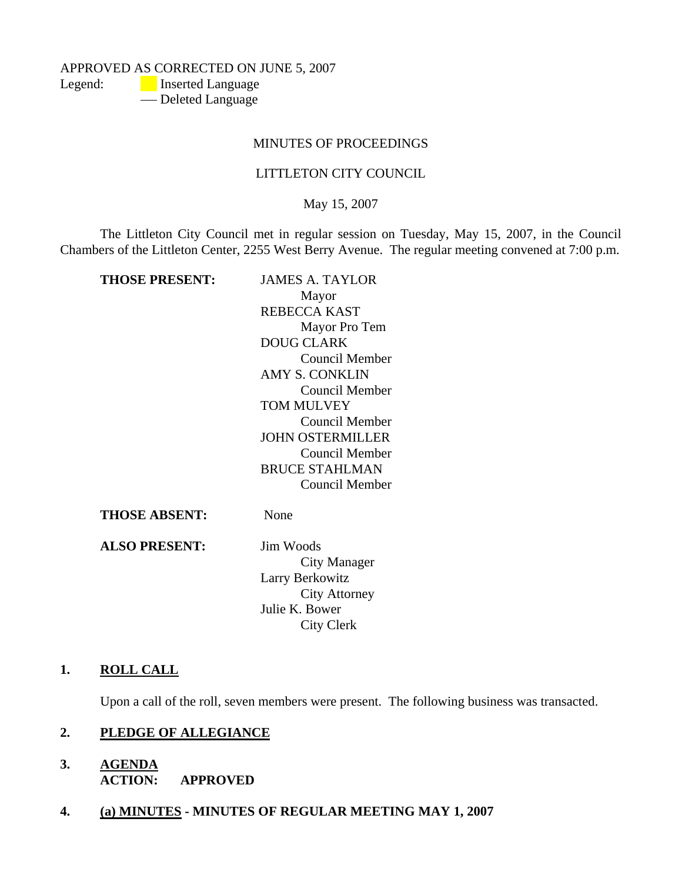APPROVED AS CORRECTED ON JUNE 5, 2007

Legend: Inserted Language

— Deleted Language

MINUTES OF PROCEEDINGS

LITTLETON CITY COUNCIL

May 15, 2007

The Littleton City Council met in regular session on Tuesday, May 15, 2007, in the Council Chambers of the Littleton Center, 2255 West Berry Avenue. The regular meeting convened at 7:00 p.m.

**THOSE PRESENT:**

JAMES A. TAYLOR
Mayor
REBECCA KAST
Mayor Pro Tem
DOUG CLARK
Council Member
AMY S. CONKLIN
Council Member
TOM MULVEY
Council Member
JOHN OSTERMILLER
Council Member
BRUCE STAHLMAN
Council Member

**THOSE ABSENT:** None

**ALSO PRESENT:**

Jim Woods
City Manager
Larry Berkowitz
City Attorney
Julie K. Bower
City Clerk

## 1. ROLL CALL

Upon a call of the roll, seven members were present. The following business was transacted.

## 2. PLEDGE OF ALLEGIANCE

## 3. AGENDA

**ACTION: APPROVED**

## 4. (a) MINUTES - MINUTES OF REGULAR MEETING MAY 1, 2007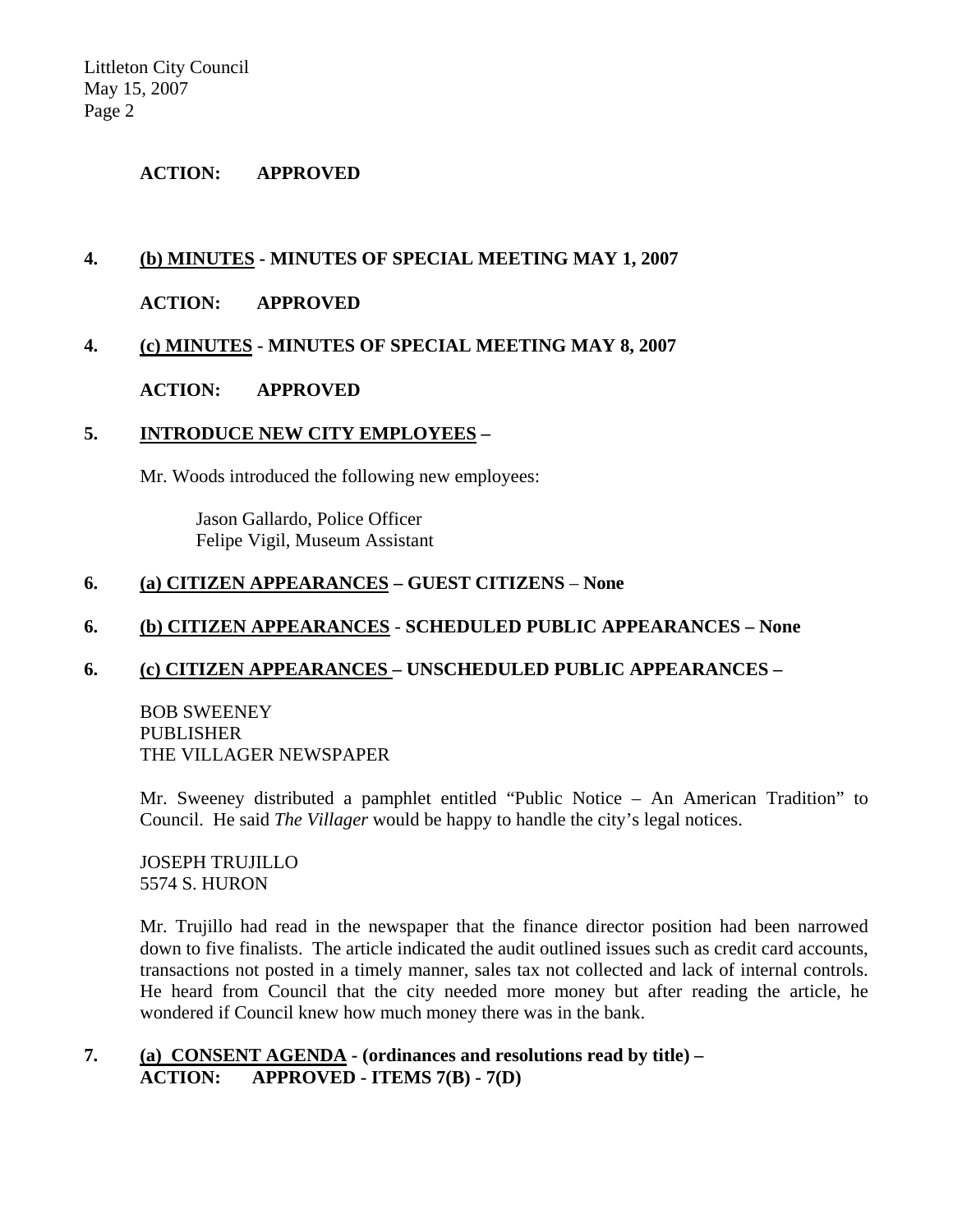**ACTION: APPROVED**

**4. (b) MINUTES - MINUTES OF SPECIAL MEETING MAY 1, 2007**

**ACTION: APPROVED**

**4. (c) MINUTES - MINUTES OF SPECIAL MEETING MAY 8, 2007**

**ACTION: APPROVED**

**5. INTRODUCE NEW CITY EMPLOYEES –**

Mr. Woods introduced the following new employees:

Jason Gallardo, Police Officer
Felipe Vigil, Museum Assistant

**6. (a) CITIZEN APPEARANCES – GUEST CITIZENS – None**

**6. (b) CITIZEN APPEARANCES - SCHEDULED PUBLIC APPEARANCES – None**

**6. (c) CITIZEN APPEARANCES – UNSCHEDULED PUBLIC APPEARANCES –**

BOB SWEENEY
PUBLISHER
THE VILLAGER NEWSPAPER

Mr. Sweeney distributed a pamphlet entitled "Public Notice – An American Tradition" to Council. He said *The Villager* would be happy to handle the city's legal notices.

JOSEPH TRUJILLO
5574 S. HURON

Mr. Trujillo had read in the newspaper that the finance director position had been narrowed down to five finalists. The article indicated the audit outlined issues such as credit card accounts, transactions not posted in a timely manner, sales tax not collected and lack of internal controls. He heard from Council that the city needed more money but after reading the article, he wondered if Council knew how much money there was in the bank.

**7. (a) CONSENT AGENDA - (ordinances and resolutions read by title) –**
**ACTION: APPROVED - ITEMS 7(B) - 7(D)**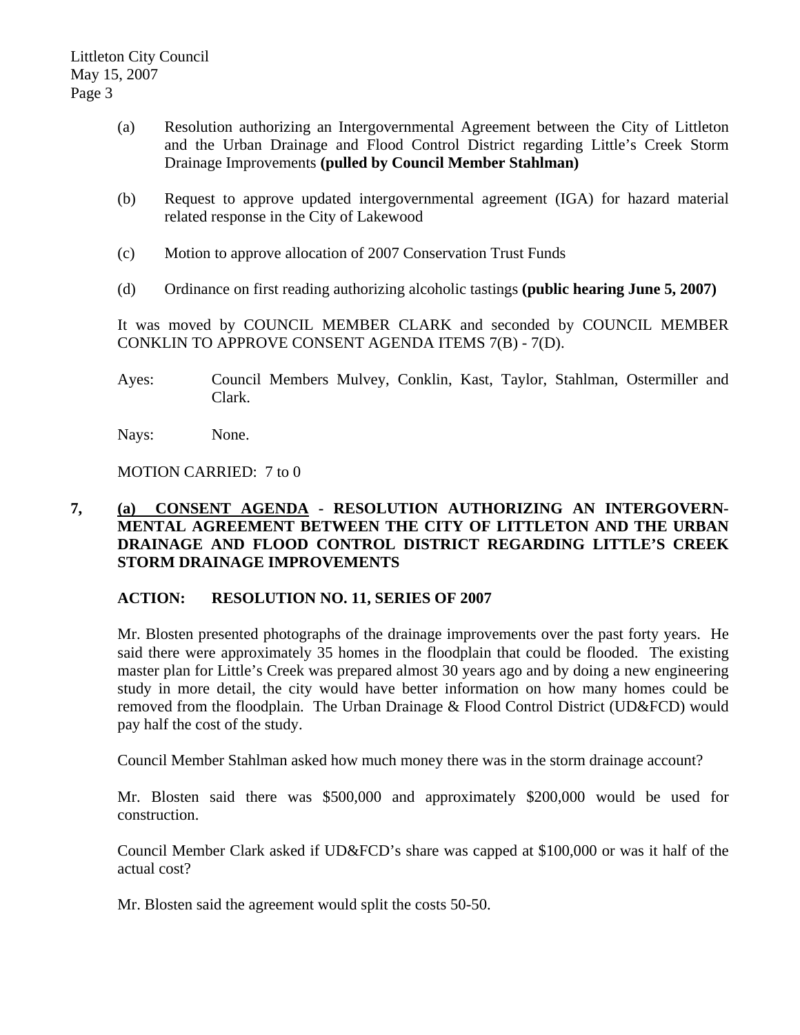(a) Resolution authorizing an Intergovernmental Agreement between the City of Littleton and the Urban Drainage and Flood Control District regarding Little's Creek Storm Drainage Improvements **(pulled by Council Member Stahlman)**

(b) Request to approve updated intergovernmental agreement (IGA) for hazard material related response in the City of Lakewood

(c) Motion to approve allocation of 2007 Conservation Trust Funds

(d) Ordinance on first reading authorizing alcoholic tastings **(public hearing June 5, 2007)**

It was moved by COUNCIL MEMBER CLARK and seconded by COUNCIL MEMBER CONKLIN TO APPROVE CONSENT AGENDA ITEMS 7(B) - 7(D).

Ayes: Council Members Mulvey, Conklin, Kast, Taylor, Stahlman, Ostermiller and Clark.

Nays: None.

MOTION CARRIED: 7 to 0

**7, (a) <u>CONSENT AGENDA</u> - RESOLUTION AUTHORIZING AN INTERGOVERN-MENTAL AGREEMENT BETWEEN THE CITY OF LITTLETON AND THE URBAN DRAINAGE AND FLOOD CONTROL DISTRICT REGARDING LITTLE'S CREEK STORM DRAINAGE IMPROVEMENTS**

**ACTION: RESOLUTION NO. 11, SERIES OF 2007**

Mr. Blosten presented photographs of the drainage improvements over the past forty years. He said there were approximately 35 homes in the floodplain that could be flooded. The existing master plan for Little's Creek was prepared almost 30 years ago and by doing a new engineering study in more detail, the city would have better information on how many homes could be removed from the floodplain. The Urban Drainage & Flood Control District (UD&FCD) would pay half the cost of the study.

Council Member Stahlman asked how much money there was in the storm drainage account?

Mr. Blosten said there was $500,000 and approximately $200,000 would be used for construction.

Council Member Clark asked if UD&FCD's share was capped at $100,000 or was it half of the actual cost?

Mr. Blosten said the agreement would split the costs 50-50.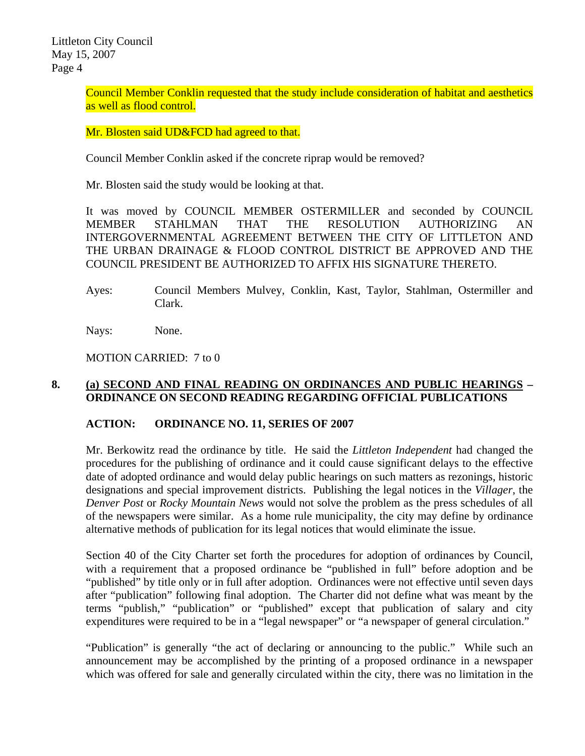Council Member Conklin requested that the study include consideration of habitat and aesthetics as well as flood control.

Mr. Blosten said UD&FCD had agreed to that.

Council Member Conklin asked if the concrete riprap would be removed?

Mr. Blosten said the study would be looking at that.

It was moved by COUNCIL MEMBER OSTERMILLER and seconded by COUNCIL MEMBER STAHLMAN THAT THE RESOLUTION AUTHORIZING AN INTERGOVERNMENTAL AGREEMENT BETWEEN THE CITY OF LITTLETON AND THE URBAN DRAINAGE & FLOOD CONTROL DISTRICT BE APPROVED AND THE COUNCIL PRESIDENT BE AUTHORIZED TO AFFIX HIS SIGNATURE THERETO.

Ayes: Council Members Mulvey, Conklin, Kast, Taylor, Stahlman, Ostermiller and Clark.

Nays: None.

MOTION CARRIED: 7 to 0

**8. (a) SECOND AND FINAL READING ON ORDINANCES AND PUBLIC HEARINGS – ORDINANCE ON SECOND READING REGARDING OFFICIAL PUBLICATIONS**

**ACTION: ORDINANCE NO. 11, SERIES OF 2007**

Mr. Berkowitz read the ordinance by title. He said the *Littleton Independent* had changed the procedures for the publishing of ordinance and it could cause significant delays to the effective date of adopted ordinance and would delay public hearings on such matters as rezonings, historic designations and special improvement districts. Publishing the legal notices in the *Villager*, the *Denver Post* or *Rocky Mountain News* would not solve the problem as the press schedules of all of the newspapers were similar. As a home rule municipality, the city may define by ordinance alternative methods of publication for its legal notices that would eliminate the issue.

Section 40 of the City Charter set forth the procedures for adoption of ordinances by Council, with a requirement that a proposed ordinance be "published in full" before adoption and be "published" by title only or in full after adoption. Ordinances were not effective until seven days after "publication" following final adoption. The Charter did not define what was meant by the terms "publish," "publication" or "published" except that publication of salary and city expenditures were required to be in a "legal newspaper" or "a newspaper of general circulation."

"Publication" is generally "the act of declaring or announcing to the public." While such an announcement may be accomplished by the printing of a proposed ordinance in a newspaper which was offered for sale and generally circulated within the city, there was no limitation in the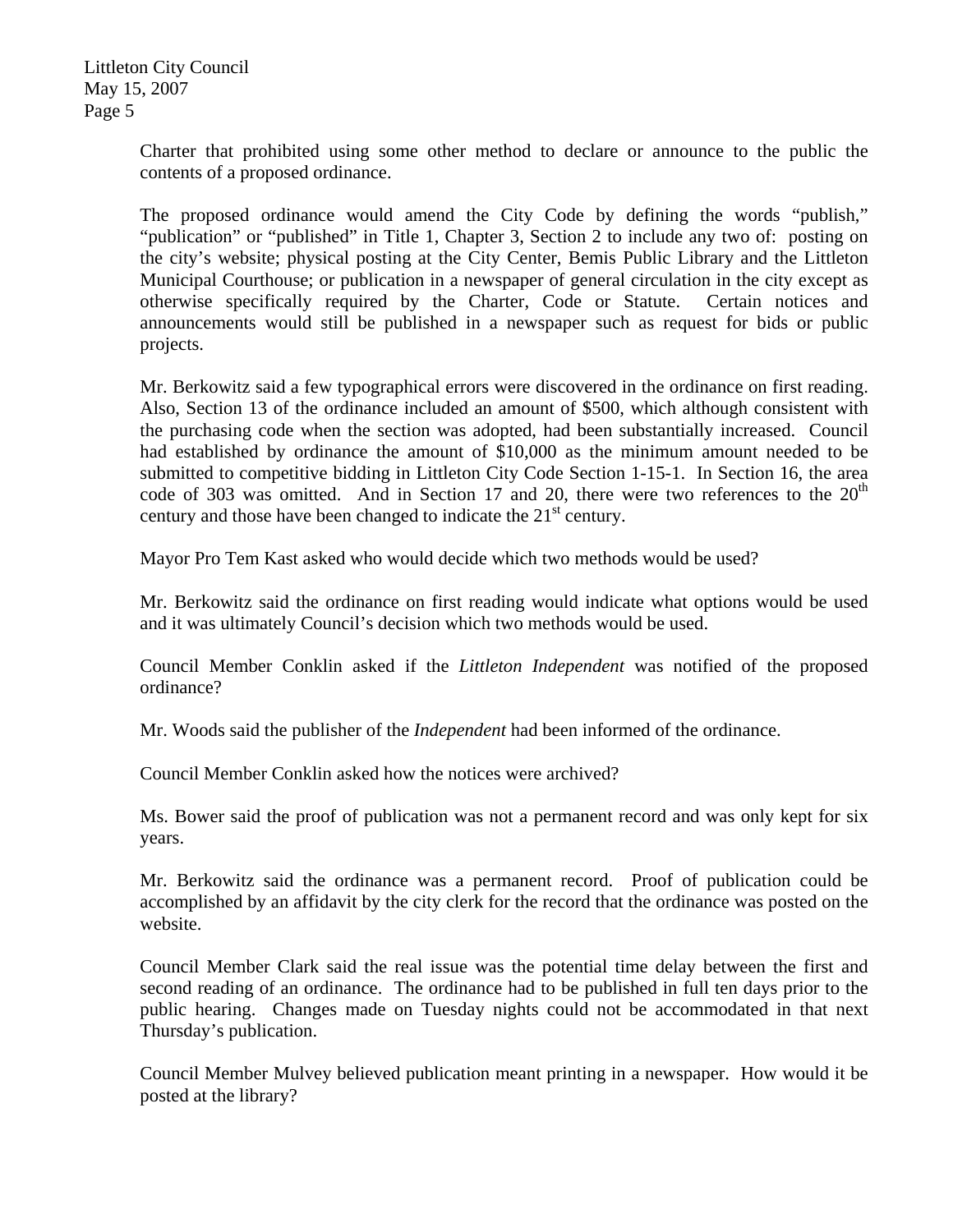Charter that prohibited using some other method to declare or announce to the public the contents of a proposed ordinance.

The proposed ordinance would amend the City Code by defining the words "publish," "publication" or "published" in Title 1, Chapter 3, Section 2 to include any two of: posting on the city's website; physical posting at the City Center, Bemis Public Library and the Littleton Municipal Courthouse; or publication in a newspaper of general circulation in the city except as otherwise specifically required by the Charter, Code or Statute. Certain notices and announcements would still be published in a newspaper such as request for bids or public projects.

Mr. Berkowitz said a few typographical errors were discovered in the ordinance on first reading. Also, Section 13 of the ordinance included an amount of $500, which although consistent with the purchasing code when the section was adopted, had been substantially increased. Council had established by ordinance the amount of $10,000 as the minimum amount needed to be submitted to competitive bidding in Littleton City Code Section 1-15-1. In Section 16, the area code of 303 was omitted. And in Section 17 and 20, there were two references to the 20th century and those have been changed to indicate the 21st century.

Mayor Pro Tem Kast asked who would decide which two methods would be used?

Mr. Berkowitz said the ordinance on first reading would indicate what options would be used and it was ultimately Council's decision which two methods would be used.

Council Member Conklin asked if the *Littleton Independent* was notified of the proposed ordinance?

Mr. Woods said the publisher of the *Independent* had been informed of the ordinance.

Council Member Conklin asked how the notices were archived?

Ms. Bower said the proof of publication was not a permanent record and was only kept for six years.

Mr. Berkowitz said the ordinance was a permanent record. Proof of publication could be accomplished by an affidavit by the city clerk for the record that the ordinance was posted on the website.

Council Member Clark said the real issue was the potential time delay between the first and second reading of an ordinance. The ordinance had to be published in full ten days prior to the public hearing. Changes made on Tuesday nights could not be accommodated in that next Thursday's publication.

Council Member Mulvey believed publication meant printing in a newspaper. How would it be posted at the library?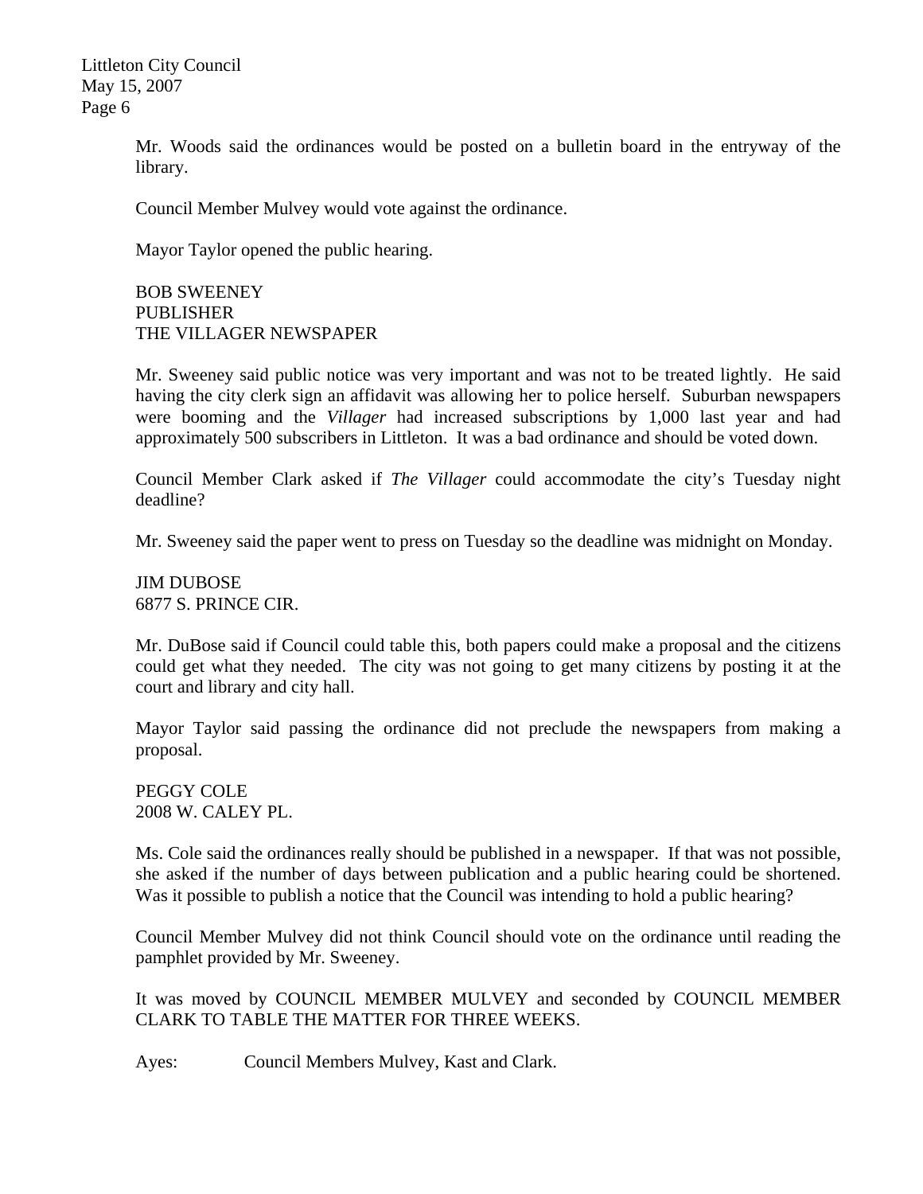Mr. Woods said the ordinances would be posted on a bulletin board in the entryway of the library.

Council Member Mulvey would vote against the ordinance.

Mayor Taylor opened the public hearing.

BOB SWEENEY
PUBLISHER
THE VILLAGER NEWSPAPER

Mr. Sweeney said public notice was very important and was not to be treated lightly. He said having the city clerk sign an affidavit was allowing her to police herself. Suburban newspapers were booming and the *Villager* had increased subscriptions by 1,000 last year and had approximately 500 subscribers in Littleton. It was a bad ordinance and should be voted down.

Council Member Clark asked if *The Villager* could accommodate the city's Tuesday night deadline?

Mr. Sweeney said the paper went to press on Tuesday so the deadline was midnight on Monday.

JIM DUBOSE
6877 S. PRINCE CIR.

Mr. DuBose said if Council could table this, both papers could make a proposal and the citizens could get what they needed. The city was not going to get many citizens by posting it at the court and library and city hall.

Mayor Taylor said passing the ordinance did not preclude the newspapers from making a proposal.

PEGGY COLE
2008 W. CALEY PL.

Ms. Cole said the ordinances really should be published in a newspaper. If that was not possible, she asked if the number of days between publication and a public hearing could be shortened. Was it possible to publish a notice that the Council was intending to hold a public hearing?

Council Member Mulvey did not think Council should vote on the ordinance until reading the pamphlet provided by Mr. Sweeney.

It was moved by COUNCIL MEMBER MULVEY and seconded by COUNCIL MEMBER CLARK TO TABLE THE MATTER FOR THREE WEEKS.

Ayes: Council Members Mulvey, Kast and Clark.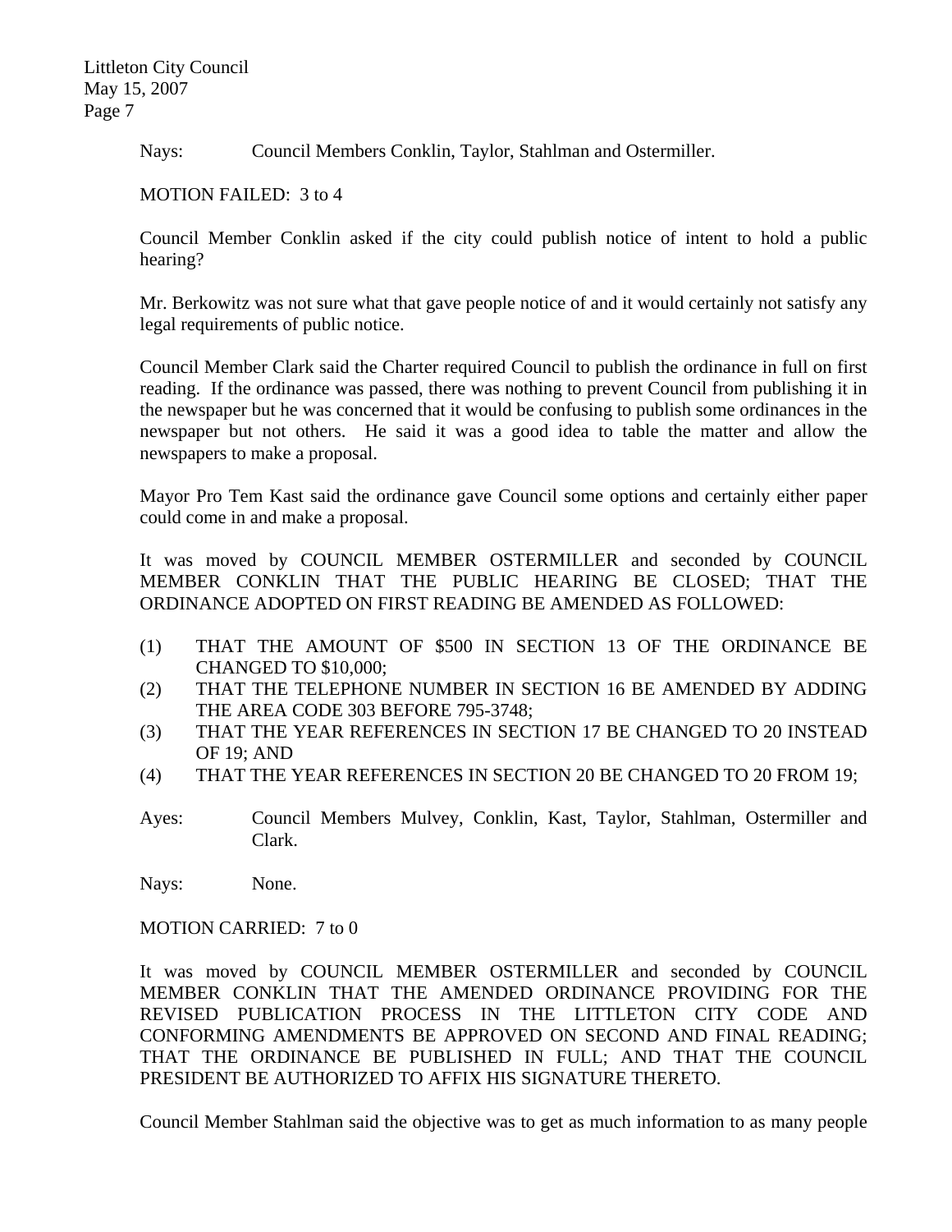Nays: Council Members Conklin, Taylor, Stahlman and Ostermiller.

MOTION FAILED: 3 to 4

Council Member Conklin asked if the city could publish notice of intent to hold a public hearing?

Mr. Berkowitz was not sure what that gave people notice of and it would certainly not satisfy any legal requirements of public notice.

Council Member Clark said the Charter required Council to publish the ordinance in full on first reading. If the ordinance was passed, there was nothing to prevent Council from publishing it in the newspaper but he was concerned that it would be confusing to publish some ordinances in the newspaper but not others. He said it was a good idea to table the matter and allow the newspapers to make a proposal.

Mayor Pro Tem Kast said the ordinance gave Council some options and certainly either paper could come in and make a proposal.

It was moved by COUNCIL MEMBER OSTERMILLER and seconded by COUNCIL MEMBER CONKLIN THAT THE PUBLIC HEARING BE CLOSED; THAT THE ORDINANCE ADOPTED ON FIRST READING BE AMENDED AS FOLLOWED:

(1) THAT THE AMOUNT OF $500 IN SECTION 13 OF THE ORDINANCE BE CHANGED TO $10,000;
(2) THAT THE TELEPHONE NUMBER IN SECTION 16 BE AMENDED BY ADDING THE AREA CODE 303 BEFORE 795-3748;
(3) THAT THE YEAR REFERENCES IN SECTION 17 BE CHANGED TO 20 INSTEAD OF 19; AND
(4) THAT THE YEAR REFERENCES IN SECTION 20 BE CHANGED TO 20 FROM 19;

Ayes: Council Members Mulvey, Conklin, Kast, Taylor, Stahlman, Ostermiller and Clark.

Nays: None.

MOTION CARRIED: 7 to 0

It was moved by COUNCIL MEMBER OSTERMILLER and seconded by COUNCIL MEMBER CONKLIN THAT THE AMENDED ORDINANCE PROVIDING FOR THE REVISED PUBLICATION PROCESS IN THE LITTLETON CITY CODE AND CONFORMING AMENDMENTS BE APPROVED ON SECOND AND FINAL READING; THAT THE ORDINANCE BE PUBLISHED IN FULL; AND THAT THE COUNCIL PRESIDENT BE AUTHORIZED TO AFFIX HIS SIGNATURE THERETO.

Council Member Stahlman said the objective was to get as much information to as many people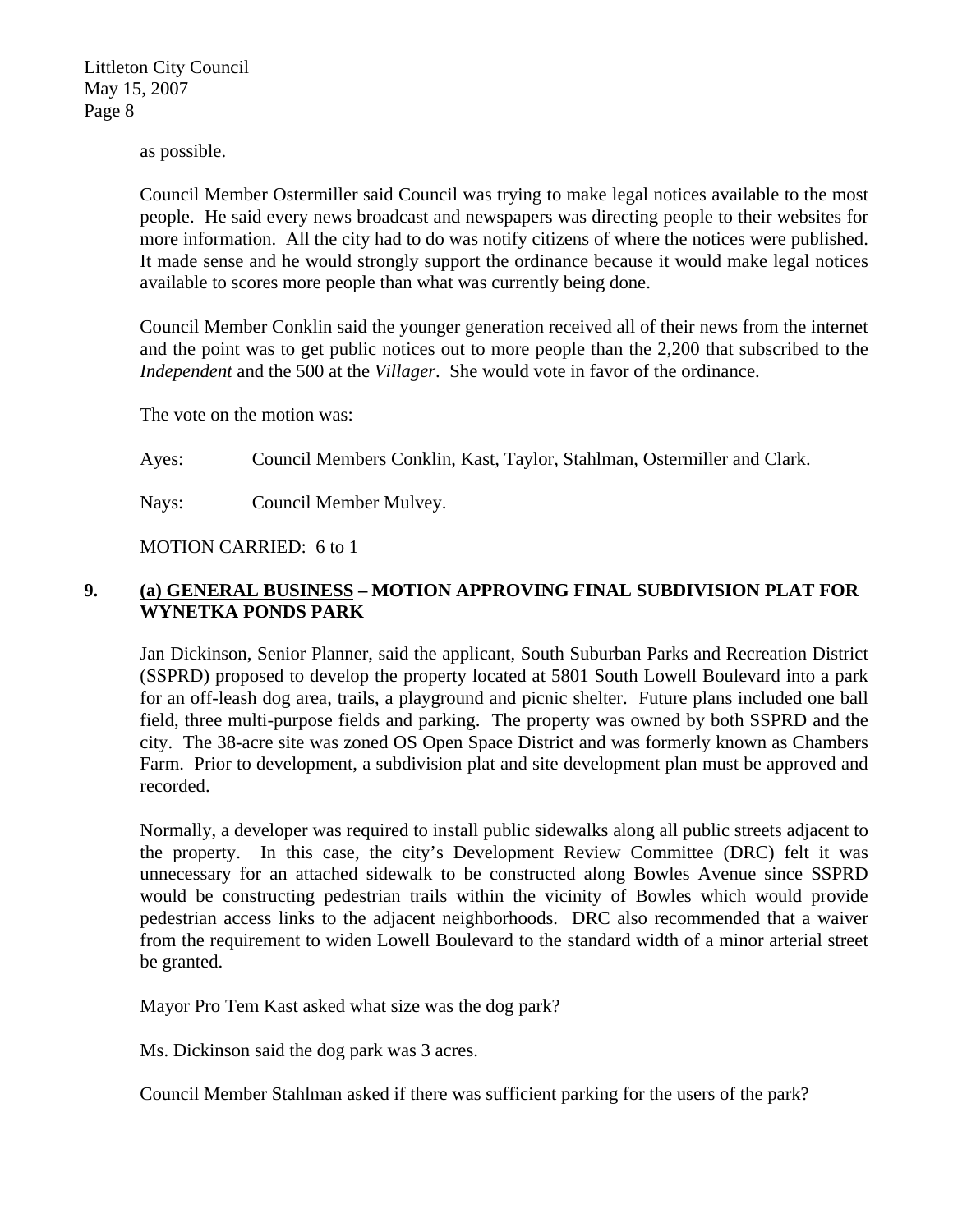as possible.

Council Member Ostermiller said Council was trying to make legal notices available to the most people. He said every news broadcast and newspapers was directing people to their websites for more information. All the city had to do was notify citizens of where the notices were published. It made sense and he would strongly support the ordinance because it would make legal notices available to scores more people than what was currently being done.

Council Member Conklin said the younger generation received all of their news from the internet and the point was to get public notices out to more people than the 2,200 that subscribed to the *Independent* and the 500 at the *Villager*. She would vote in favor of the ordinance.

The vote on the motion was:

Ayes: Council Members Conklin, Kast, Taylor, Stahlman, Ostermiller and Clark.

Nays: Council Member Mulvey.

MOTION CARRIED: 6 to 1

## 9. (a) GENERAL BUSINESS – MOTION APPROVING FINAL SUBDIVISION PLAT FOR WYNETKA PONDS PARK

Jan Dickinson, Senior Planner, said the applicant, South Suburban Parks and Recreation District (SSPRD) proposed to develop the property located at 5801 South Lowell Boulevard into a park for an off-leash dog area, trails, a playground and picnic shelter. Future plans included one ball field, three multi-purpose fields and parking. The property was owned by both SSPRD and the city. The 38-acre site was zoned OS Open Space District and was formerly known as Chambers Farm. Prior to development, a subdivision plat and site development plan must be approved and recorded.

Normally, a developer was required to install public sidewalks along all public streets adjacent to the property. In this case, the city's Development Review Committee (DRC) felt it was unnecessary for an attached sidewalk to be constructed along Bowles Avenue since SSPRD would be constructing pedestrian trails within the vicinity of Bowles which would provide pedestrian access links to the adjacent neighborhoods. DRC also recommended that a waiver from the requirement to widen Lowell Boulevard to the standard width of a minor arterial street be granted.

Mayor Pro Tem Kast asked what size was the dog park?

Ms. Dickinson said the dog park was 3 acres.

Council Member Stahlman asked if there was sufficient parking for the users of the park?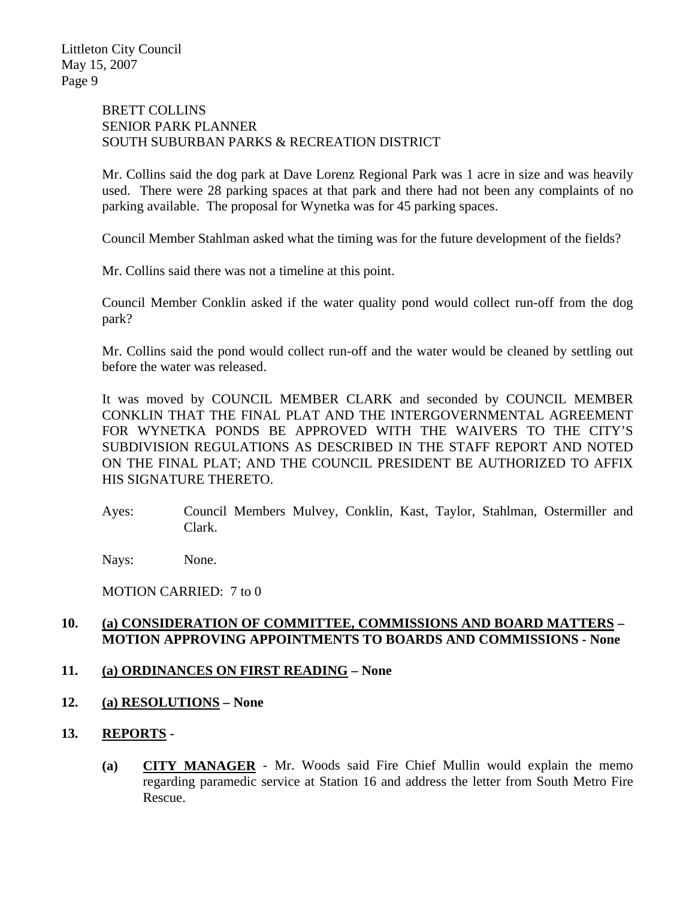BRETT COLLINS
SENIOR PARK PLANNER
SOUTH SUBURBAN PARKS & RECREATION DISTRICT

Mr. Collins said the dog park at Dave Lorenz Regional Park was 1 acre in size and was heavily used. There were 28 parking spaces at that park and there had not been any complaints of no parking available. The proposal for Wynetka was for 45 parking spaces.

Council Member Stahlman asked what the timing was for the future development of the fields?

Mr. Collins said there was not a timeline at this point.

Council Member Conklin asked if the water quality pond would collect run-off from the dog park?

Mr. Collins said the pond would collect run-off and the water would be cleaned by settling out before the water was released.

It was moved by COUNCIL MEMBER CLARK and seconded by COUNCIL MEMBER CONKLIN THAT THE FINAL PLAT AND THE INTERGOVERNMENTAL AGREEMENT FOR WYNETKA PONDS BE APPROVED WITH THE WAIVERS TO THE CITY'S SUBDIVISION REGULATIONS AS DESCRIBED IN THE STAFF REPORT AND NOTED ON THE FINAL PLAT; AND THE COUNCIL PRESIDENT BE AUTHORIZED TO AFFIX HIS SIGNATURE THERETO.

Ayes: Council Members Mulvey, Conklin, Kast, Taylor, Stahlman, Ostermiller and Clark.

Nays: None.

MOTION CARRIED: 7 to 0

**10. (a) <u>CONSIDERATION OF COMMITTEE, COMMISSIONS AND BOARD MATTERS</u> – MOTION APPROVING APPOINTMENTS TO BOARDS AND COMMISSIONS - None**

**11. (a) <u>ORDINANCES ON FIRST READING</u> – None**

**12. (a) <u>RESOLUTIONS</u> – None**

**13. <u>REPORTS</u> -**

**(a) <u>CITY MANAGER</u>** - Mr. Woods said Fire Chief Mullin would explain the memo regarding paramedic service at Station 16 and address the letter from South Metro Fire Rescue.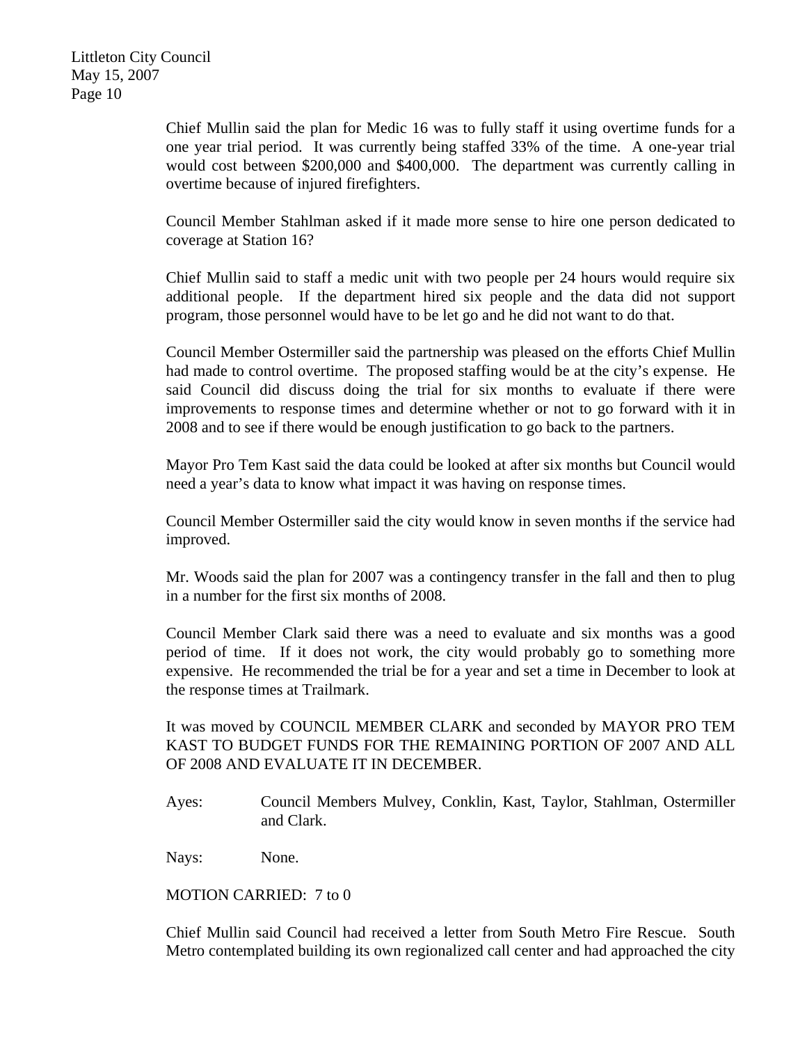Chief Mullin said the plan for Medic 16 was to fully staff it using overtime funds for a one year trial period. It was currently being staffed 33% of the time. A one-year trial would cost between $200,000 and $400,000. The department was currently calling in overtime because of injured firefighters.

Council Member Stahlman asked if it made more sense to hire one person dedicated to coverage at Station 16?

Chief Mullin said to staff a medic unit with two people per 24 hours would require six additional people. If the department hired six people and the data did not support program, those personnel would have to be let go and he did not want to do that.

Council Member Ostermiller said the partnership was pleased on the efforts Chief Mullin had made to control overtime. The proposed staffing would be at the city's expense. He said Council did discuss doing the trial for six months to evaluate if there were improvements to response times and determine whether or not to go forward with it in 2008 and to see if there would be enough justification to go back to the partners.

Mayor Pro Tem Kast said the data could be looked at after six months but Council would need a year's data to know what impact it was having on response times.

Council Member Ostermiller said the city would know in seven months if the service had improved.

Mr. Woods said the plan for 2007 was a contingency transfer in the fall and then to plug in a number for the first six months of 2008.

Council Member Clark said there was a need to evaluate and six months was a good period of time. If it does not work, the city would probably go to something more expensive. He recommended the trial be for a year and set a time in December to look at the response times at Trailmark.

It was moved by COUNCIL MEMBER CLARK and seconded by MAYOR PRO TEM KAST TO BUDGET FUNDS FOR THE REMAINING PORTION OF 2007 AND ALL OF 2008 AND EVALUATE IT IN DECEMBER.

Ayes: Council Members Mulvey, Conklin, Kast, Taylor, Stahlman, Ostermiller and Clark.

Nays: None.

MOTION CARRIED: 7 to 0

Chief Mullin said Council had received a letter from South Metro Fire Rescue. South Metro contemplated building its own regionalized call center and had approached the city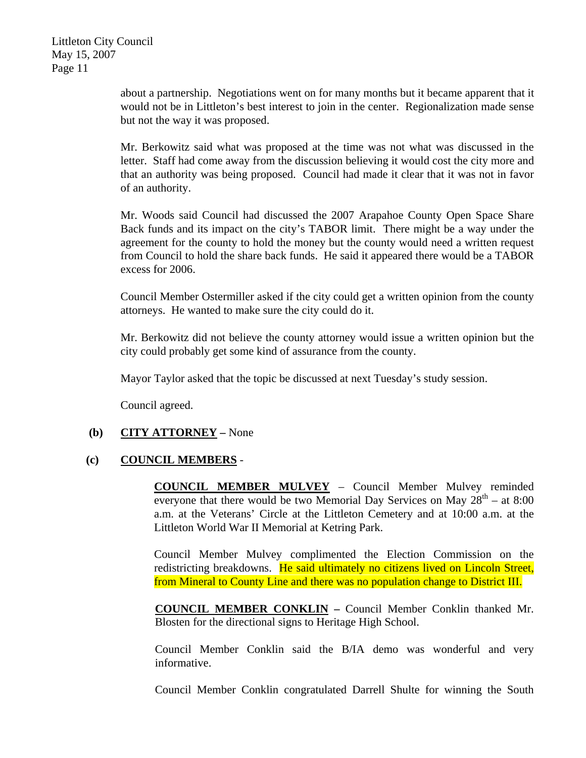about a partnership. Negotiations went on for many months but it became apparent that it would not be in Littleton's best interest to join in the center. Regionalization made sense but not the way it was proposed.

Mr. Berkowitz said what was proposed at the time was not what was discussed in the letter. Staff had come away from the discussion believing it would cost the city more and that an authority was being proposed. Council had made it clear that it was not in favor of an authority.

Mr. Woods said Council had discussed the 2007 Arapahoe County Open Space Share Back funds and its impact on the city's TABOR limit. There might be a way under the agreement for the county to hold the money but the county would need a written request from Council to hold the share back funds. He said it appeared there would be a TABOR excess for 2006.

Council Member Ostermiller asked if the city could get a written opinion from the county attorneys. He wanted to make sure the city could do it.

Mr. Berkowitz did not believe the county attorney would issue a written opinion but the city could probably get some kind of assurance from the county.

Mayor Taylor asked that the topic be discussed at next Tuesday's study session.

Council agreed.

**(b) CITY ATTORNEY** – None

**(c) COUNCIL MEMBERS** -

**COUNCIL MEMBER MULVEY** – Council Member Mulvey reminded everyone that there would be two Memorial Day Services on May 28th – at 8:00 a.m. at the Veterans' Circle at the Littleton Cemetery and at 10:00 a.m. at the Littleton World War II Memorial at Ketring Park.

Council Member Mulvey complimented the Election Commission on the redistricting breakdowns. He said ultimately no citizens lived on Lincoln Street, from Mineral to County Line and there was no population change to District III.

**COUNCIL MEMBER CONKLIN** – Council Member Conklin thanked Mr. Blosten for the directional signs to Heritage High School.

Council Member Conklin said the B/IA demo was wonderful and very informative.

Council Member Conklin congratulated Darrell Shulte for winning the South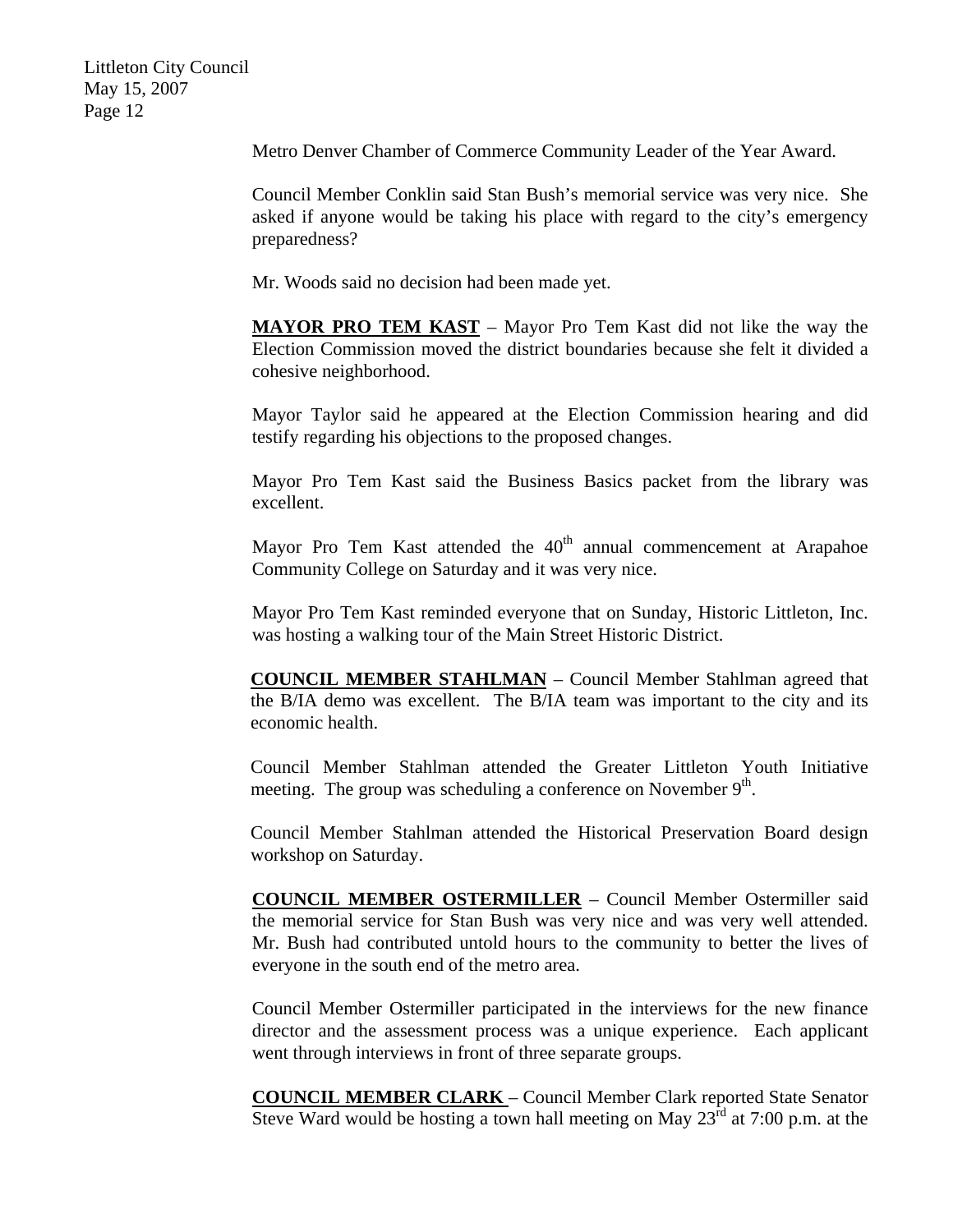Metro Denver Chamber of Commerce Community Leader of the Year Award.

Council Member Conklin said Stan Bush's memorial service was very nice. She asked if anyone would be taking his place with regard to the city's emergency preparedness?

Mr. Woods said no decision had been made yet.

**MAYOR PRO TEM KAST** – Mayor Pro Tem Kast did not like the way the Election Commission moved the district boundaries because she felt it divided a cohesive neighborhood.

Mayor Taylor said he appeared at the Election Commission hearing and did testify regarding his objections to the proposed changes.

Mayor Pro Tem Kast said the Business Basics packet from the library was excellent.

Mayor Pro Tem Kast attended the 40th annual commencement at Arapahoe Community College on Saturday and it was very nice.

Mayor Pro Tem Kast reminded everyone that on Sunday, Historic Littleton, Inc. was hosting a walking tour of the Main Street Historic District.

**COUNCIL MEMBER STAHLMAN** – Council Member Stahlman agreed that the B/IA demo was excellent. The B/IA team was important to the city and its economic health.

Council Member Stahlman attended the Greater Littleton Youth Initiative meeting. The group was scheduling a conference on November 9th.

Council Member Stahlman attended the Historical Preservation Board design workshop on Saturday.

**COUNCIL MEMBER OSTERMILLER** – Council Member Ostermiller said the memorial service for Stan Bush was very nice and was very well attended. Mr. Bush had contributed untold hours to the community to better the lives of everyone in the south end of the metro area.

Council Member Ostermiller participated in the interviews for the new finance director and the assessment process was a unique experience. Each applicant went through interviews in front of three separate groups.

**COUNCIL MEMBER CLARK** – Council Member Clark reported State Senator Steve Ward would be hosting a town hall meeting on May 23rd at 7:00 p.m. at the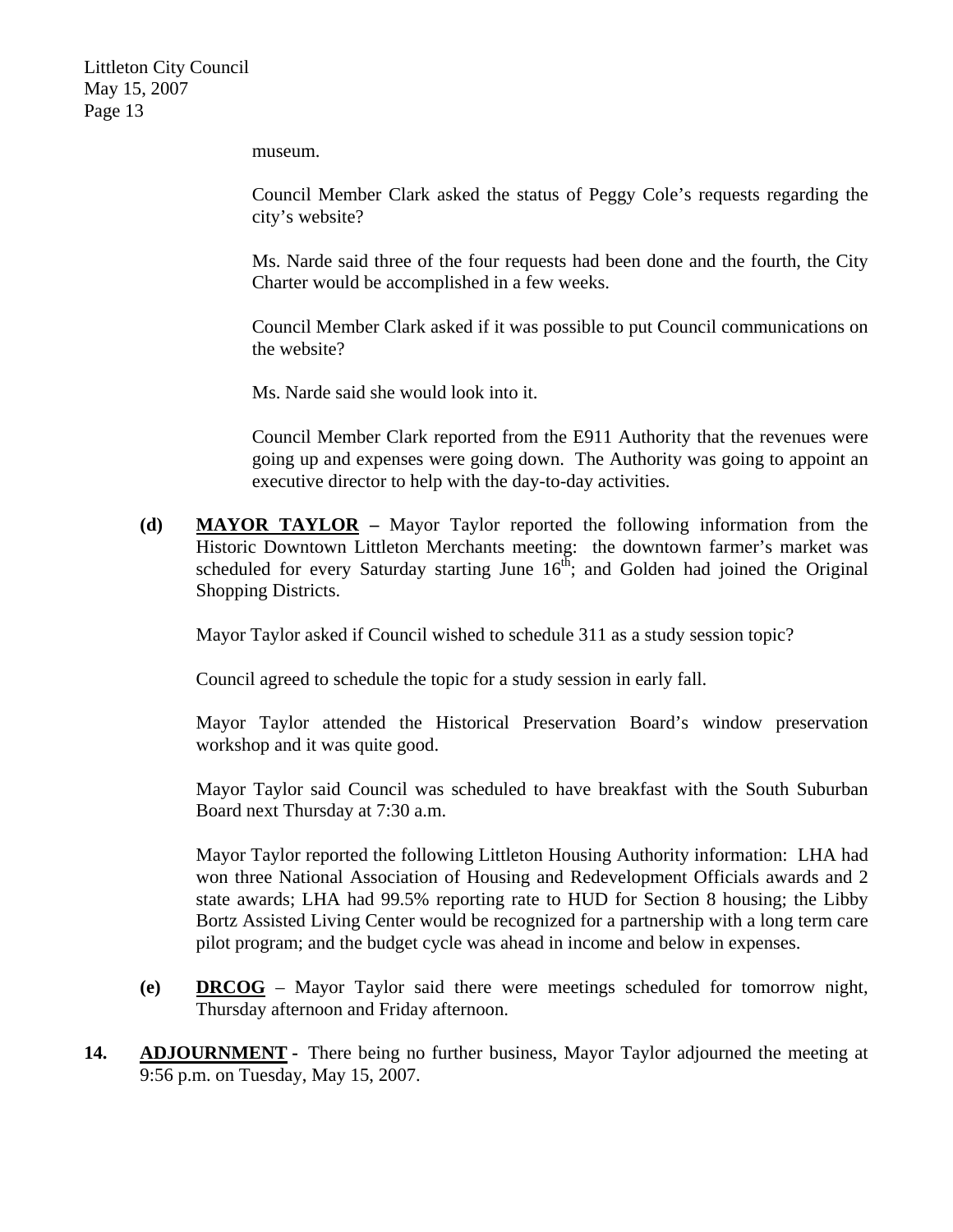museum.

Council Member Clark asked the status of Peggy Cole's requests regarding the city's website?

Ms. Narde said three of the four requests had been done and the fourth, the City Charter would be accomplished in a few weeks.

Council Member Clark asked if it was possible to put Council communications on the website?

Ms. Narde said she would look into it.

Council Member Clark reported from the E911 Authority that the revenues were going up and expenses were going down. The Authority was going to appoint an executive director to help with the day-to-day activities.

**(d)** **MAYOR TAYLOR** – Mayor Taylor reported the following information from the Historic Downtown Littleton Merchants meeting: the downtown farmer's market was scheduled for every Saturday starting June 16th; and Golden had joined the Original Shopping Districts.

Mayor Taylor asked if Council wished to schedule 311 as a study session topic?

Council agreed to schedule the topic for a study session in early fall.

Mayor Taylor attended the Historical Preservation Board's window preservation workshop and it was quite good.

Mayor Taylor said Council was scheduled to have breakfast with the South Suburban Board next Thursday at 7:30 a.m.

Mayor Taylor reported the following Littleton Housing Authority information: LHA had won three National Association of Housing and Redevelopment Officials awards and 2 state awards; LHA had 99.5% reporting rate to HUD for Section 8 housing; the Libby Bortz Assisted Living Center would be recognized for a partnership with a long term care pilot program; and the budget cycle was ahead in income and below in expenses.

**(e)** **DRCOG** – Mayor Taylor said there were meetings scheduled for tomorrow night, Thursday afternoon and Friday afternoon.

**14.** **ADJOURNMENT** - There being no further business, Mayor Taylor adjourned the meeting at 9:56 p.m. on Tuesday, May 15, 2007.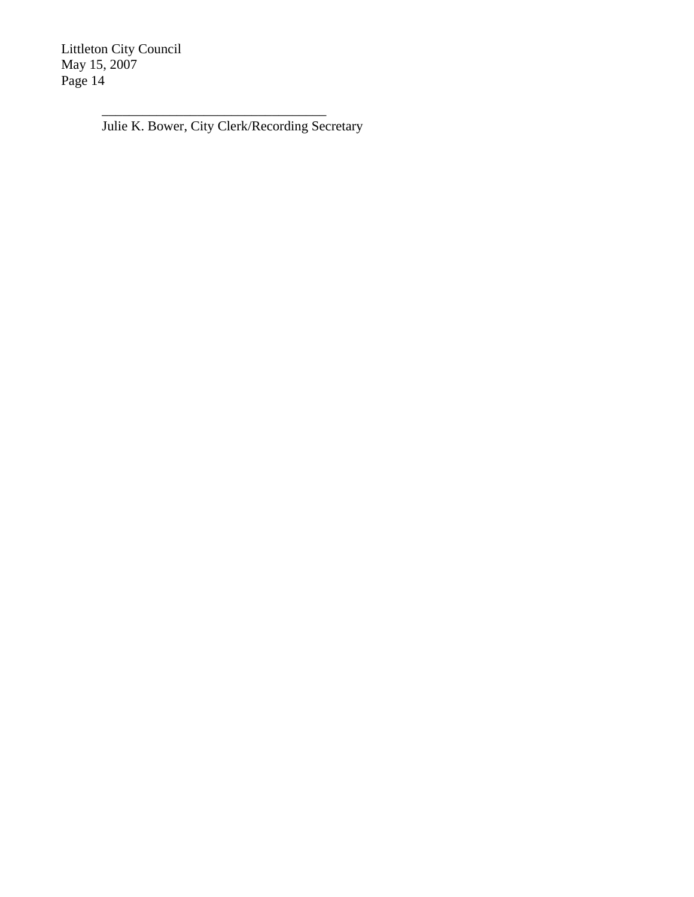________________________________

Julie K. Bower, City Clerk/Recording Secretary